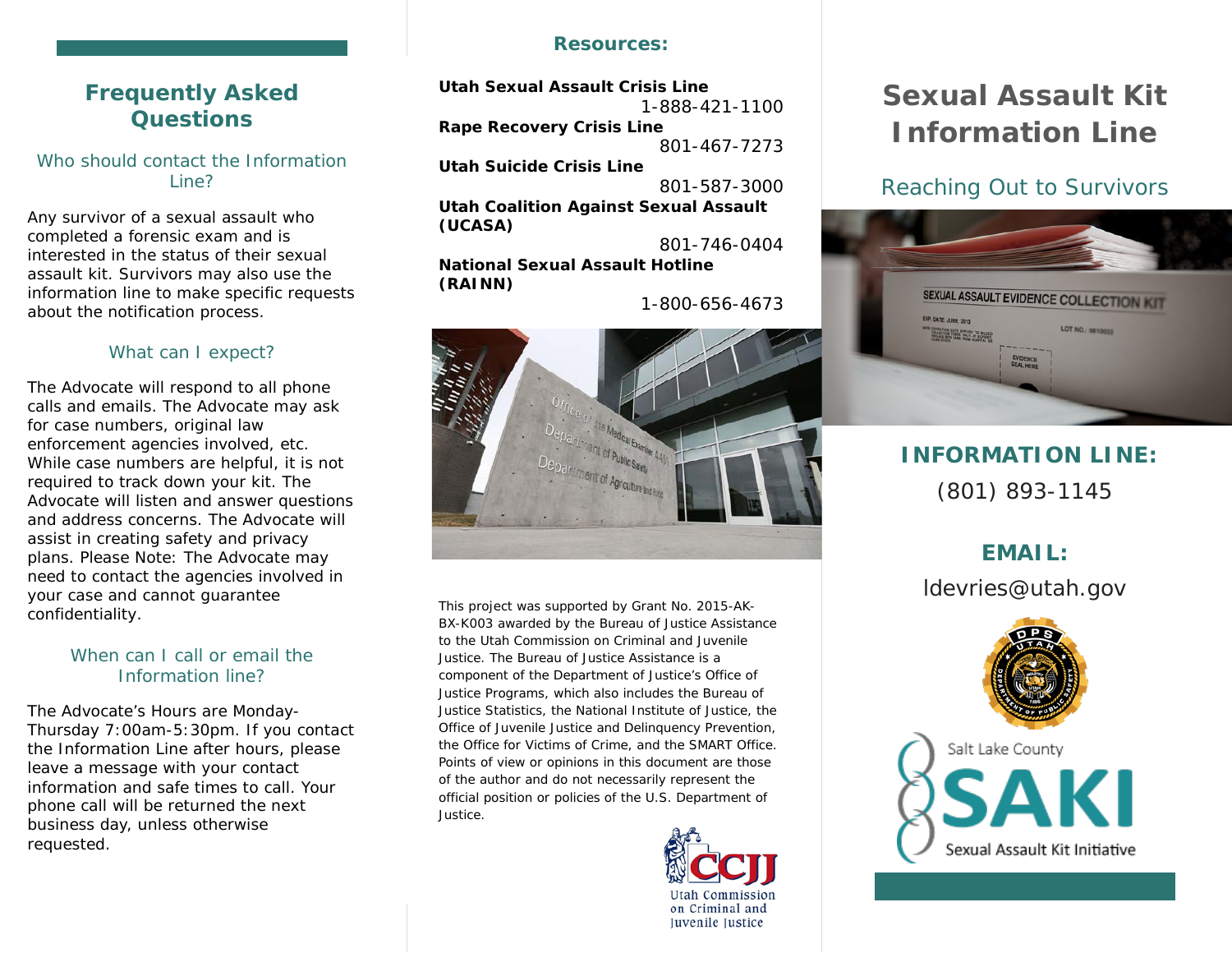## Frequently Asked Questions

### Who should contact the Information Line?

Any survivor of a sexual assault who completed a forensic exam and is interested in the status of their sexual assault kit. Survivors may also use the information line to make specific requests about the notification process.

### What can I expect?

The Advocate will respond to all phone calls and emails. The Advocate may ask for case numbers, original law enforcement agencies involved, etc. While case numbers are helpful, it is not required to track down your kit. The Advocate will listen and answer questions and address concerns. The Advocate will assist in creating safety and privacy plans. Please Note: The Advocate may need to contact the agencies involved in your case and cannot guarantee confidentiality.

### When can I call or email the Information line?

The Advocate's Hours are Monday-Thursday 7:00am-5:30pm. If you contact the Information Line after hours, please leave a message with your contact information and safe times to call. Your phone call will be returned the next business day, unless otherwise requested.

## Resources:

**Utah Sexual Assault Crisis Line**
1-888-421-1100

**Rape Recovery Crisis Line**
801-467-7273

**Utah Suicide Crisis Line**
801-587-3000

**Utah Coalition Against Sexual Assault (UCASA)**
801-746-0404

**National Sexual Assault Hotline (RAINN)**
1-800-656-4673

This project was supported by Grant No. 2015-AK-BX-K003 awarded by the Bureau of Justice Assistance to the Utah Commission on Criminal and Juvenile Justice. The Bureau of Justice Assistance is a component of the Department of Justice's Office of Justice Programs, which also includes the Bureau of Justice Statistics, the National Institute of Justice, the Office of Juvenile Justice and Delinquency Prevention, the Office for Victims of Crime, and the SMART Office. Points of view or opinions in this document are those of the author and do not necessarily represent the official position or policies of the U.S. Department of Justice.

CCJJ Utah Commission on Criminal and Juvenile Justice

# Sexual Assault Kit Information Line

Reaching Out to Survivors

**INFORMATION LINE:**

(801) 893-1145

**EMAIL:**

ldevries@utah.gov

Salt Lake County SAKI Sexual Assault Kit Initiative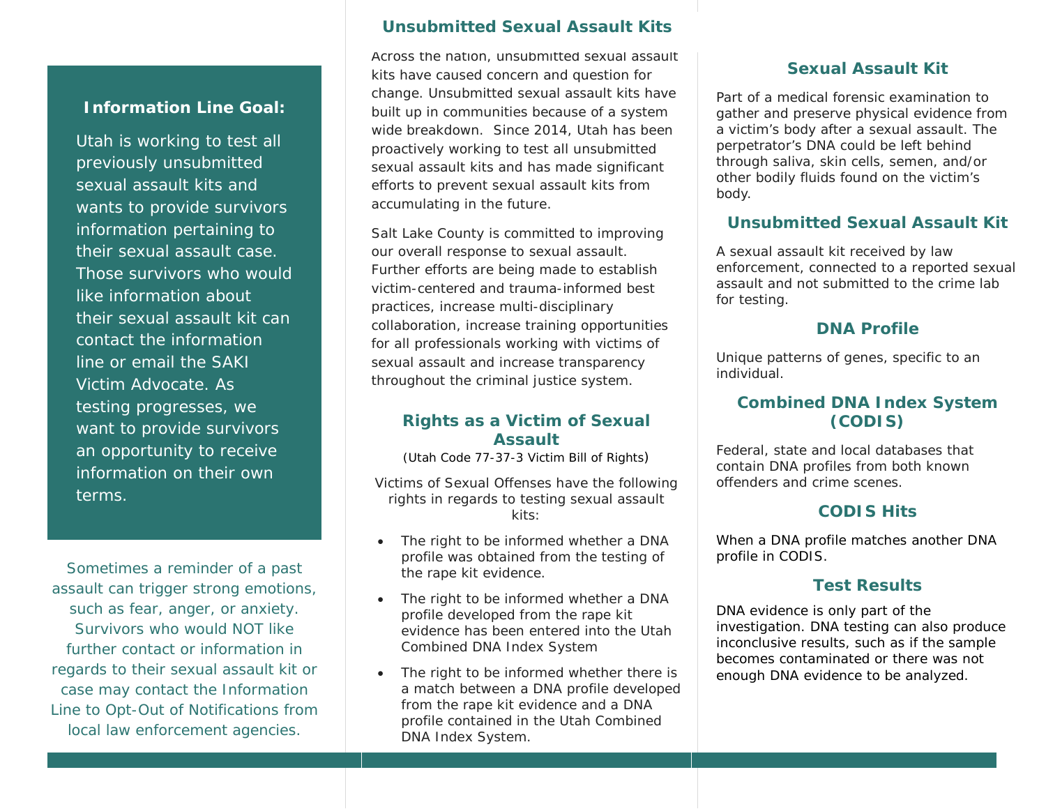## Information Line Goal:

Utah is working to test all previously unsubmitted sexual assault kits and wants to provide survivors information pertaining to their sexual assault case. Those survivors who would like information about their sexual assault kit can contact the information line or email the SAKI Victim Advocate. As testing progresses, we want to provide survivors an opportunity to receive information on their own terms.

Sometimes a reminder of a past assault can trigger strong emotions, such as fear, anger, or anxiety. Survivors who would NOT like further contact or information in regards to their sexual assault kit or case may contact the Information Line to Opt-Out of Notifications from local law enforcement agencies.

## Unsubmitted Sexual Assault Kits

Across the nation, unsubmitted sexual assault kits have caused concern and question for change. Unsubmitted sexual assault kits have built up in communities because of a system wide breakdown. Since 2014, Utah has been proactively working to test all unsubmitted sexual assault kits and has made significant efforts to prevent sexual assault kits from accumulating in the future.

Salt Lake County is committed to improving our overall response to sexual assault. Further efforts are being made to establish victim-centered and trauma-informed best practices, increase multi-disciplinary collaboration, increase training opportunities for all professionals working with victims of sexual assault and increase transparency throughout the criminal justice system.

## Rights as a Victim of Sexual Assault

(Utah Code 77-37-3 Victim Bill of Rights)

Victims of Sexual Offenses have the following rights in regards to testing sexual assault kits:

- The right to be informed whether a DNA profile was obtained from the testing of the rape kit evidence.
- The right to be informed whether a DNA profile developed from the rape kit evidence has been entered into the Utah Combined DNA Index System
- The right to be informed whether there is a match between a DNA profile developed from the rape kit evidence and a DNA profile contained in the Utah Combined DNA Index System.

## Sexual Assault Kit

Part of a medical forensic examination to gather and preserve physical evidence from a victim's body after a sexual assault. The perpetrator's DNA could be left behind through saliva, skin cells, semen, and/or other bodily fluids found on the victim's body.

## Unsubmitted Sexual Assault Kit

A sexual assault kit received by law enforcement, connected to a reported sexual assault and not submitted to the crime lab for testing.

## DNA Profile

Unique patterns of genes, specific to an individual.

## Combined DNA Index System (CODIS)

Federal, state and local databases that contain DNA profiles from both known offenders and crime scenes.

## CODIS Hits

When a DNA profile matches another DNA profile in CODIS.

## Test Results

DNA evidence is only part of the investigation. DNA testing can also produce inconclusive results, such as if the sample becomes contaminated or there was not enough DNA evidence to be analyzed.